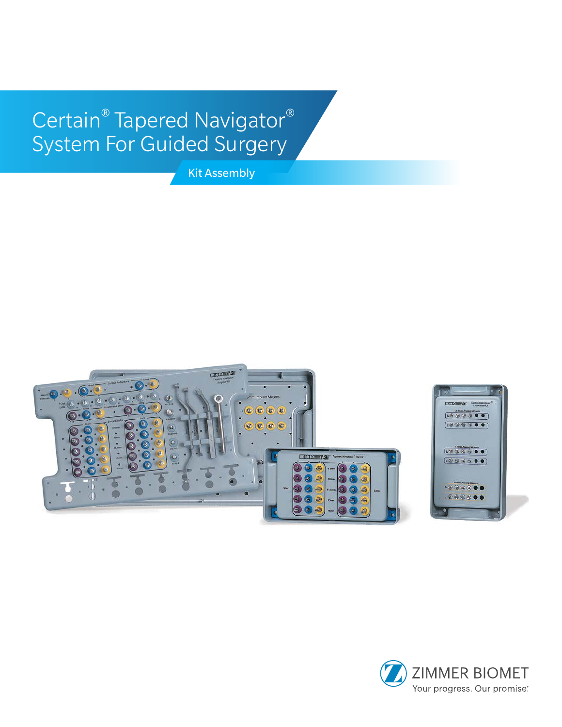# Certain® Tapered Navigator® System For Guided Surgery

## Kit Assembly

ZIMMER BIOMET

Your progress. Our promise.®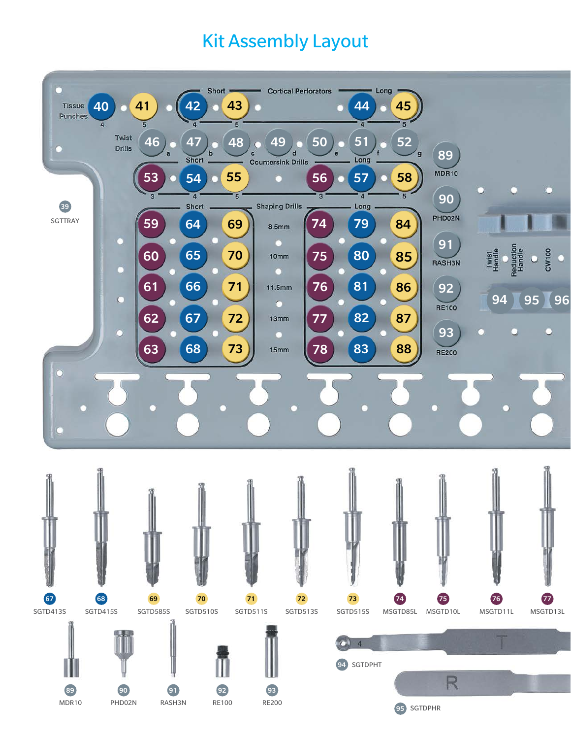# Kit Assembly Layout

Tissue Punches: 40 (4), 41 (5)

Cortical Perforators — Short: 42 (4), 43 (5); Long: 44 (4), 45 (5)

Twist Drills: 46 (a), 47 (b), 48 (c), 49 (d), 50 (e), 51 (f), 52 (g)

Countersink Drills — Short: 53 (3), 54 (4), 55 (5); Long: 56 (3), 57 (4), 58 (5)

39 SGTTRAY

| Shaping Drills | Short | | | Long | | |
|---|---|---|---|---|---|---|
| 8.5mm | 59 | 64 | 69 | 74 | 79 | 84 |
| 10mm | 60 | 65 | 70 | 75 | 80 | 85 |
| 11.5mm | 61 | 66 | 71 | 76 | 81 | 86 |
| 13mm | 62 | 67 | 72 | 77 | 82 | 87 |
| 15mm | 63 | 68 | 73 | 78 | 83 | 88 |

89 MDR10

90 PHD02N

91 RASH3N

92 RE100

93 RE200

Twist Handle, Reduction Handle, CW100

94, 95, 96

67 SGTD413S

68 SGTD415S

69 SGTD585S

70 SGTD510S

71 SGTD511S

72 SGTD513S

73 SGTD515S

74 MSGTD85L

75 MSGTD10L

76 MSGTD11L

77 MSGTD13L

89 MDR10

90 PHD02N

91 RASH3N

92 RE100

93 RE200

94 SGTDPHT

95 SGTDPHR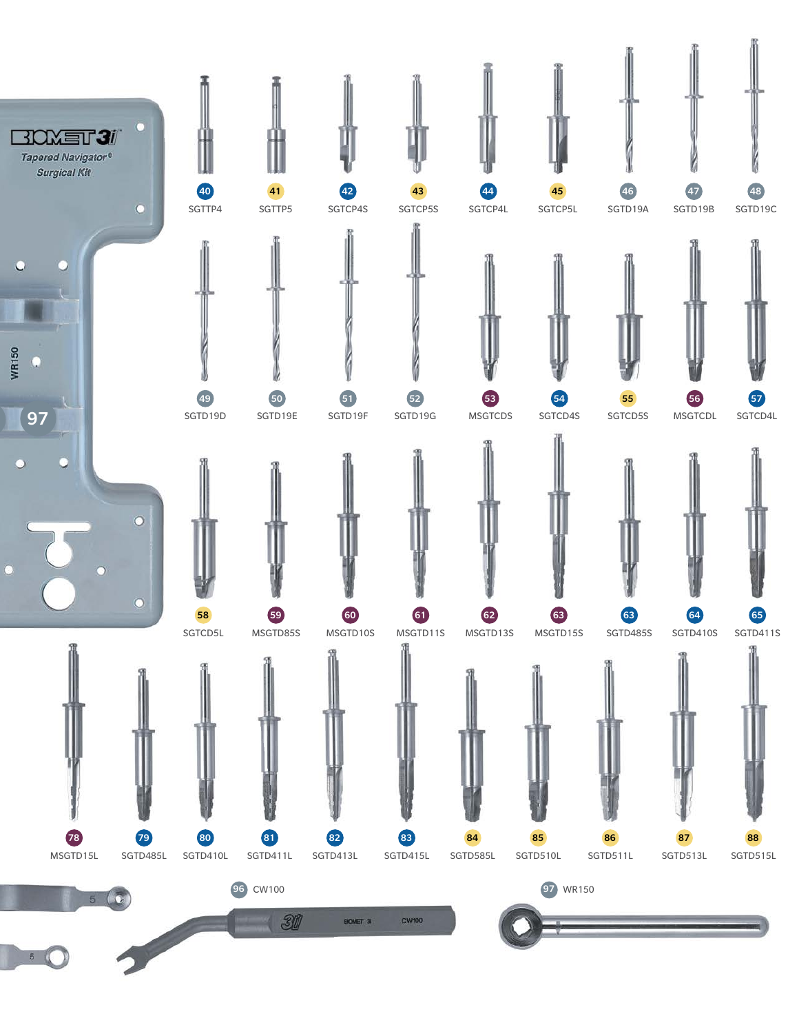Tapered Navigator® Surgical Kit

WR150

97

| No. | Item |
|---|---|
| 40 | SGTTP4 |
| 41 | SGTTP5 |
| 42 | SGTCP4S |
| 43 | SGTCP5S |
| 44 | SGTCP4L |
| 45 | SGTCP5L |
| 46 | SGTD19A |
| 47 | SGTD19B |
| 48 | SGTD19C |
| 49 | SGTD19D |
| 50 | SGTD19E |
| 51 | SGTD19F |
| 52 | SGTD19G |
| 53 | MSGTCDS |
| 54 | SGTCD4S |
| 55 | SGTCD5S |
| 56 | MSGTCDL |
| 57 | SGTCD4L |
| 58 | SGTCD5L |
| 59 | MSGTD85S |
| 60 | MSGTD10S |
| 61 | MSGTD11S |
| 62 | MSGTD13S |
| 63 | MSGTD15S |
| 63 | SGTD485S |
| 64 | SGTD410S |
| 65 | SGTD411S |
| 78 | MSGTD15L |
| 79 | SGTD485L |
| 80 | SGTD410L |
| 81 | SGTD411L |
| 82 | SGTD413L |
| 83 | SGTD415L |
| 84 | SGTD585L |
| 85 | SGTD510L |
| 86 | SGTD511L |
| 87 | SGTD513L |
| 88 | SGTD515L |
| 96 | CW100 |
| 97 | WR150 |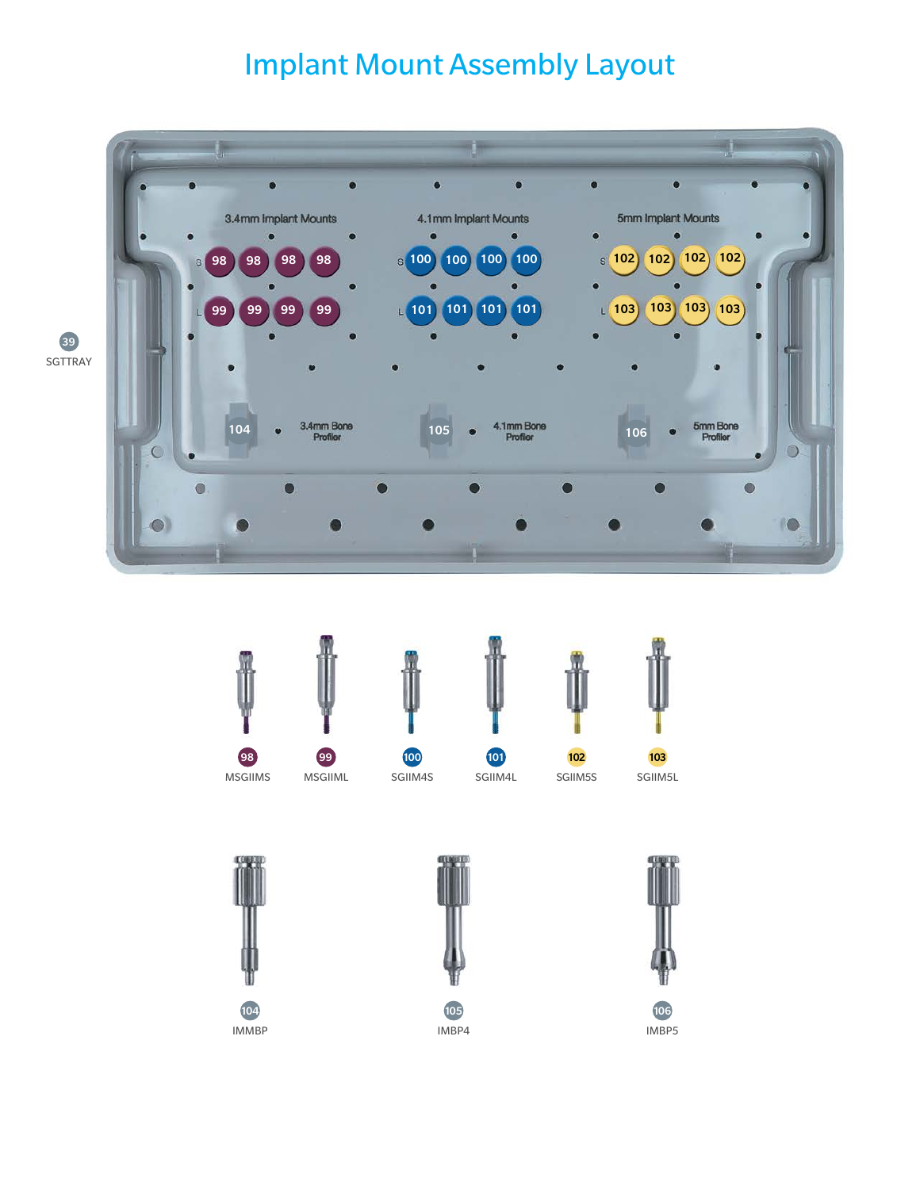# Implant Mount Assembly Layout

3.4mm Implant Mounts

S 98 98 98 98

L 99 99 99 99

4.1mm Implant Mounts

S 100 100 100 100

L 101 101 101 101

5mm Implant Mounts

S 102 102 102 102

L 103 103 103 103

104 3.4mm Bone Profiler

105 4.1mm Bone Profiler

106 5mm Bone Profiler

39 SGTTRAY

98 MSGIIMS

99 MSGIIML

100 SGIIM4S

101 SGIIM4L

102 SGIIM5S

103 SGIIM5L

104 IMMBP

105 IMBP4

106 IMBP5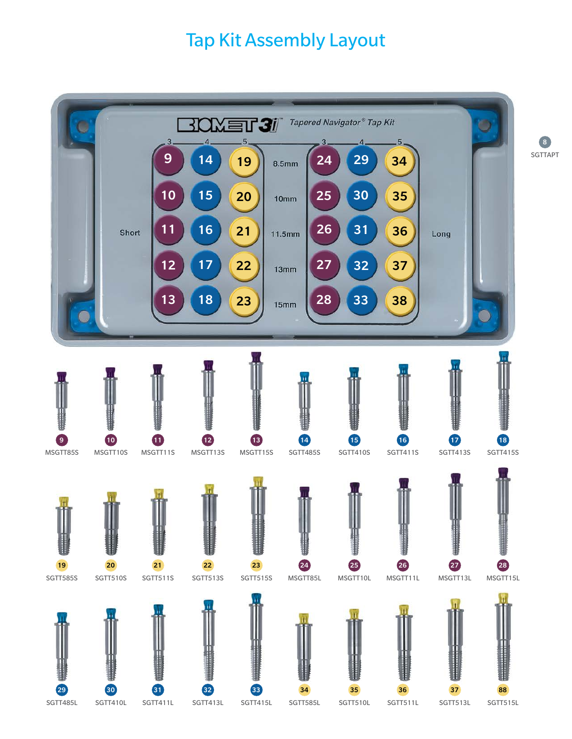# Tap Kit Assembly Layout

BIOMET 3i™ Tapered Navigator® Tap Kit

8 SGTTAPT

| | 3 | 4 | 5 | | 3 | 4 | 5 | |
|---|---|---|---|---|---|---|---|---|
| | 9 | 14 | 19 | 8.5mm | 24 | 29 | 34 | |
| | 10 | 15 | 20 | 10mm | 25 | 30 | 35 | |
| Short | 11 | 16 | 21 | 11.5mm | 26 | 31 | 36 | Long |
| | 12 | 17 | 22 | 13mm | 27 | 32 | 37 | |
| | 13 | 18 | 23 | 15mm | 28 | 33 | 38 | |

| 9 | 10 | 11 | 12 | 13 | 14 | 15 | 16 | 17 | 18 |
|---|---|---|---|---|---|---|---|---|---|
| MSGTT85S | MSGTT10S | MSGTT11S | MSGTT13S | MSGTT15S | SGTT485S | SGTT410S | SGTT411S | SGTT413S | SGTT415S |

| 19 | 20 | 21 | 22 | 23 | 24 | 25 | 26 | 27 | 28 |
|---|---|---|---|---|---|---|---|---|---|
| SGTT585S | SGTT510S | SGTT511S | SGTT513S | SGTT515S | MSGTT85L | MSGTT10L | MSGTT11L | MSGTT13L | MSGTT15L |

| 29 | 30 | 31 | 32 | 33 | 34 | 35 | 36 | 37 | 88 |
|---|---|---|---|---|---|---|---|---|---|
| SGTT485L | SGTT410L | SGTT411L | SGTT413L | SGTT415L | SGTT585L | SGTT510L | SGTT511L | SGTT513L | SGTT515L |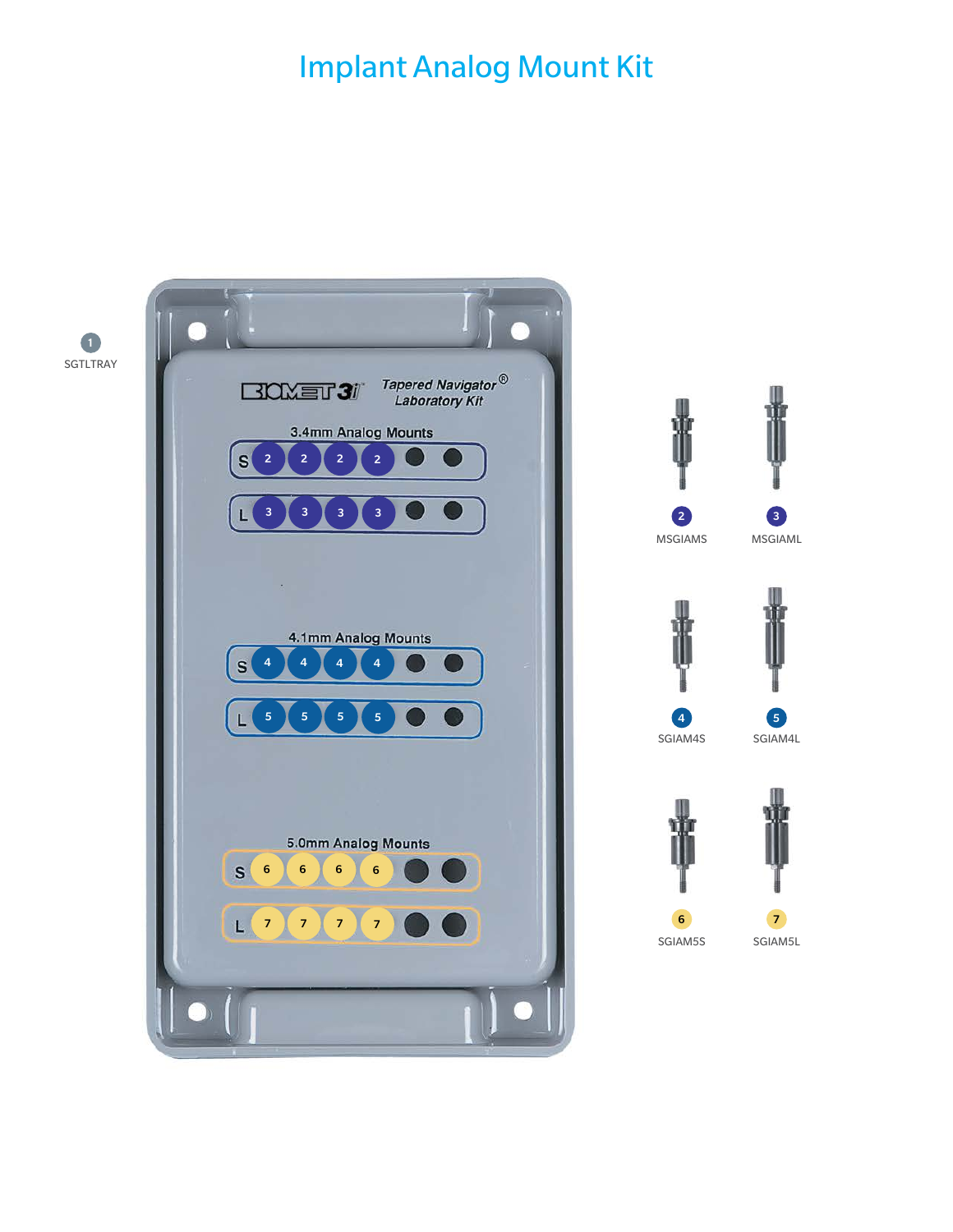# Implant Analog Mount Kit

1 SGTLTRAY

2 MSGIAMS

3 MSGIAML

4 SGIAM4S

5 SGIAM4L

6 SGIAM5S

7 SGIAM5L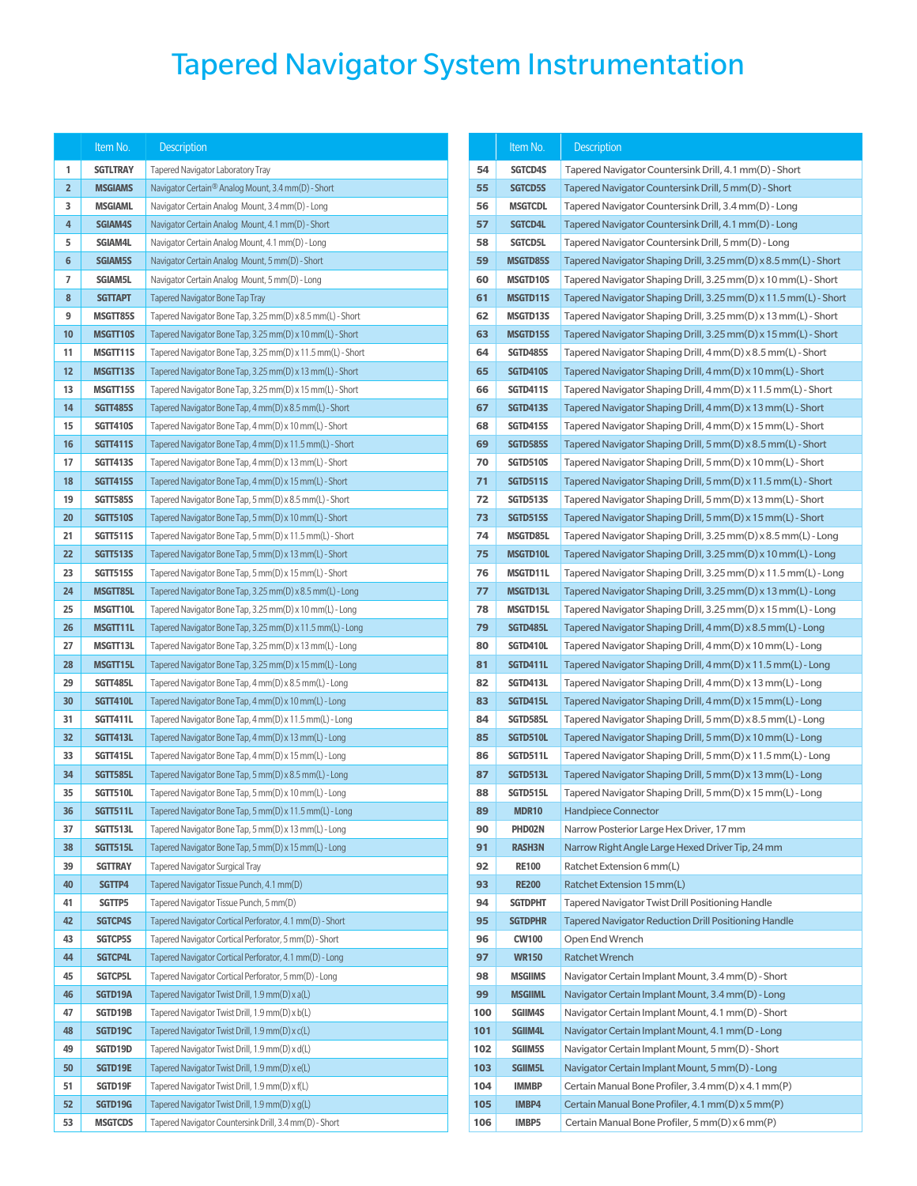# Tapered Navigator System Instrumentation

| | Item No. | Description |
|---|---|---|
| 1 | SGTLTRAY | Tapered Navigator Laboratory Tray |
| 2 | MSGIAMS | Navigator Certain® Analog Mount, 3.4 mm(D) - Short |
| 3 | MSGIAML | Navigator Certain Analog Mount, 3.4 mm(D) - Long |
| 4 | SGIAM4S | Navigator Certain Analog Mount, 4.1 mm(D) - Short |
| 5 | SGIAM4L | Navigator Certain Analog Mount, 4.1 mm(D) - Long |
| 6 | SGIAM5S | Navigator Certain Analog Mount, 5 mm(D) - Short |
| 7 | SGIAM5L | Navigator Certain Analog Mount, 5 mm(D) - Long |
| 8 | SGTTAPT | Tapered Navigator Bone Tap Tray |
| 9 | MSGTT85S | Tapered Navigator Bone Tap, 3.25 mm(D) x 8.5 mm(L) - Short |
| 10 | MSGTT10S | Tapered Navigator Bone Tap, 3.25 mm(D) x 10 mm(L) - Short |
| 11 | MSGTT11S | Tapered Navigator Bone Tap, 3.25 mm(D) x 11.5 mm(L) - Short |
| 12 | MSGTT13S | Tapered Navigator Bone Tap, 3.25 mm(D) x 13 mm(L) - Short |
| 13 | MSGTT15S | Tapered Navigator Bone Tap, 3.25 mm(D) x 15 mm(L) - Short |
| 14 | SGTT485S | Tapered Navigator Bone Tap, 4 mm(D) x 8.5 mm(L) - Short |
| 15 | SGTT410S | Tapered Navigator Bone Tap, 4 mm(D) x 10 mm(L) - Short |
| 16 | SGTT411S | Tapered Navigator Bone Tap, 4 mm(D) x 11.5 mm(L) - Short |
| 17 | SGTT413S | Tapered Navigator Bone Tap, 4 mm(D) x 13 mm(L) - Short |
| 18 | SGTT415S | Tapered Navigator Bone Tap, 4 mm(D) x 15 mm(L) - Short |
| 19 | SGTT585S | Tapered Navigator Bone Tap, 5 mm(D) x 8.5 mm(L) - Short |
| 20 | SGTT510S | Tapered Navigator Bone Tap, 5 mm(D) x 10 mm(L) - Short |
| 21 | SGTT511S | Tapered Navigator Bone Tap, 5 mm(D) x 11.5 mm(L) - Short |
| 22 | SGTT513S | Tapered Navigator Bone Tap, 5 mm(D) x 13 mm(L) - Short |
| 23 | SGTT515S | Tapered Navigator Bone Tap, 5 mm(D) x 15 mm(L) - Short |
| 24 | MSGTT85L | Tapered Navigator Bone Tap, 3.25 mm(D) x 8.5 mm(L) - Long |
| 25 | MSGTT10L | Tapered Navigator Bone Tap, 3.25 mm(D) x 10 mm(L) - Long |
| 26 | MSGTT11L | Tapered Navigator Bone Tap, 3.25 mm(D) x 11.5 mm(L) - Long |
| 27 | MSGTT13L | Tapered Navigator Bone Tap, 3.25 mm(D) x 13 mm(L) - Long |
| 28 | MSGTT15L | Tapered Navigator Bone Tap, 3.25 mm(D) x 15 mm(L) - Long |
| 29 | SGTT485L | Tapered Navigator Bone Tap, 4 mm(D) x 8.5 mm(L) - Long |
| 30 | SGTT410L | Tapered Navigator Bone Tap, 4 mm(D) x 10 mm(L) - Long |
| 31 | SGTT411L | Tapered Navigator Bone Tap, 4 mm(D) x 11.5 mm(L) - Long |
| 32 | SGTT413L | Tapered Navigator Bone Tap, 4 mm(D) x 13 mm(L) - Long |
| 33 | SGTT415L | Tapered Navigator Bone Tap, 4 mm(D) x 15 mm(L) - Long |
| 34 | SGTT585L | Tapered Navigator Bone Tap, 5 mm(D) x 8.5 mm(L) - Long |
| 35 | SGTT510L | Tapered Navigator Bone Tap, 5 mm(D) x 10 mm(L) - Long |
| 36 | SGTT511L | Tapered Navigator Bone Tap, 5 mm(D) x 11.5 mm(L) - Long |
| 37 | SGTT513L | Tapered Navigator Bone Tap, 5 mm(D) x 13 mm(L) - Long |
| 38 | SGTT515L | Tapered Navigator Bone Tap, 5 mm(D) x 15 mm(L) - Long |
| 39 | SGTTRAY | Tapered Navigator Surgical Tray |
| 40 | SGTTP4 | Tapered Navigator Tissue Punch, 4.1 mm(D) |
| 41 | SGTTP5 | Tapered Navigator Tissue Punch, 5 mm(D) |
| 42 | SGTCP4S | Tapered Navigator Cortical Perforator, 4.1 mm(D) - Short |
| 43 | SGTCP5S | Tapered Navigator Cortical Perforator, 5 mm(D) - Short |
| 44 | SGTCP4L | Tapered Navigator Cortical Perforator, 4.1 mm(D) - Long |
| 45 | SGTCP5L | Tapered Navigator Cortical Perforator, 5 mm(D) - Long |
| 46 | SGTD19A | Tapered Navigator Twist Drill, 1.9 mm(D) x a(L) |
| 47 | SGTD19B | Tapered Navigator Twist Drill, 1.9 mm(D) x b(L) |
| 48 | SGTD19C | Tapered Navigator Twist Drill, 1.9 mm(D) x c(L) |
| 49 | SGTD19D | Tapered Navigator Twist Drill, 1.9 mm(D) x d(L) |
| 50 | SGTD19E | Tapered Navigator Twist Drill, 1.9 mm(D) x e(L) |
| 51 | SGTD19F | Tapered Navigator Twist Drill, 1.9 mm(D) x f(L) |
| 52 | SGTD19G | Tapered Navigator Twist Drill, 1.9 mm(D) x g(L) |
| 53 | MSGTCDS | Tapered Navigator Countersink Drill, 3.4 mm(D) - Short |
| 54 | SGTCD4S | Tapered Navigator Countersink Drill, 4.1 mm(D) - Short |
| 55 | SGTCD5S | Tapered Navigator Countersink Drill, 5 mm(D) - Short |
| 56 | MSGTCDL | Tapered Navigator Countersink Drill, 3.4 mm(D) - Long |
| 57 | SGTCD4L | Tapered Navigator Countersink Drill, 4.1 mm(D) - Long |
| 58 | SGTCD5L | Tapered Navigator Countersink Drill, 5 mm(D) - Long |
| 59 | MSGTD85S | Tapered Navigator Shaping Drill, 3.25 mm(D) x 8.5 mm(L) - Short |
| 60 | MSGTD10S | Tapered Navigator Shaping Drill, 3.25 mm(D) x 10 mm(L) - Short |
| 61 | MSGTD11S | Tapered Navigator Shaping Drill, 3.25 mm(D) x 11.5 mm(L) - Short |
| 62 | MSGTD13S | Tapered Navigator Shaping Drill, 3.25 mm(D) x 13 mm(L) - Short |
| 63 | MSGTD15S | Tapered Navigator Shaping Drill, 3.25 mm(D) x 15 mm(L) - Short |
| 64 | SGTD485S | Tapered Navigator Shaping Drill, 4 mm(D) x 8.5 mm(L) - Short |
| 65 | SGTD410S | Tapered Navigator Shaping Drill, 4 mm(D) x 10 mm(L) - Short |
| 66 | SGTD411S | Tapered Navigator Shaping Drill, 4 mm(D) x 11.5 mm(L) - Short |
| 67 | SGTD413S | Tapered Navigator Shaping Drill, 4 mm(D) x 13 mm(L) - Short |
| 68 | SGTD415S | Tapered Navigator Shaping Drill, 4 mm(D) x 15 mm(L) - Short |
| 69 | SGTD585S | Tapered Navigator Shaping Drill, 5 mm(D) x 8.5 mm(L) - Short |
| 70 | SGTD510S | Tapered Navigator Shaping Drill, 5 mm(D) x 10 mm(L) - Short |
| 71 | SGTD511S | Tapered Navigator Shaping Drill, 5 mm(D) x 11.5 mm(L) - Short |
| 72 | SGTD513S | Tapered Navigator Shaping Drill, 5 mm(D) x 13 mm(L) - Short |
| 73 | SGTD515S | Tapered Navigator Shaping Drill, 5 mm(D) x 15 mm(L) - Short |
| 74 | MSGTD85L | Tapered Navigator Shaping Drill, 3.25 mm(D) x 8.5 mm(L) - Long |
| 75 | MSGTD10L | Tapered Navigator Shaping Drill, 3.25 mm(D) x 10 mm(L) - Long |
| 76 | MSGTD11L | Tapered Navigator Shaping Drill, 3.25 mm(D) x 11.5 mm(L) - Long |
| 77 | MSGTD13L | Tapered Navigator Shaping Drill, 3.25 mm(D) x 13 mm(L) - Long |
| 78 | MSGTD15L | Tapered Navigator Shaping Drill, 3.25 mm(D) x 15 mm(L) - Long |
| 79 | SGTD485L | Tapered Navigator Shaping Drill, 4 mm(D) x 8.5 mm(L) - Long |
| 80 | SGTD410L | Tapered Navigator Shaping Drill, 4 mm(D) x 10 mm(L) - Long |
| 81 | SGTD411L | Tapered Navigator Shaping Drill, 4 mm(D) x 11.5 mm(L) - Long |
| 82 | SGTD413L | Tapered Navigator Shaping Drill, 4 mm(D) x 13 mm(L) - Long |
| 83 | SGTD415L | Tapered Navigator Shaping Drill, 4 mm(D) x 15 mm(L) - Long |
| 84 | SGTD585L | Tapered Navigator Shaping Drill, 5 mm(D) x 8.5 mm(L) - Long |
| 85 | SGTD510L | Tapered Navigator Shaping Drill, 5 mm(D) x 10 mm(L) - Long |
| 86 | SGTD511L | Tapered Navigator Shaping Drill, 5 mm(D) x 11.5 mm(L) - Long |
| 87 | SGTD513L | Tapered Navigator Shaping Drill, 5 mm(D) x 13 mm(L) - Long |
| 88 | SGTD515L | Tapered Navigator Shaping Drill, 5 mm(D) x 15 mm(L) - Long |
| 89 | MDR10 | Handpiece Connector |
| 90 | PHD02N | Narrow Posterior Large Hex Driver, 17 mm |
| 91 | RASH3N | Narrow Right Angle Large Hexed Driver Tip, 24 mm |
| 92 | RE100 | Ratchet Extension 6 mm(L) |
| 93 | RE200 | Ratchet Extension 15 mm(L) |
| 94 | SGTDPHT | Tapered Navigator Twist Drill Positioning Handle |
| 95 | SGTDPHR | Tapered Navigator Reduction Drill Positioning Handle |
| 96 | CW100 | Open End Wrench |
| 97 | WR150 | Ratchet Wrench |
| 98 | MSGIIMS | Navigator Certain Implant Mount, 3.4 mm(D) - Short |
| 99 | MSGIIML | Navigator Certain Implant Mount, 3.4 mm(D) - Long |
| 100 | SGIIM4S | Navigator Certain Implant Mount, 4.1 mm(D) - Short |
| 101 | SGIIM4L | Navigator Certain Implant Mount, 4.1 mm(D - Long |
| 102 | SGIIM5S | Navigator Certain Implant Mount, 5 mm(D) - Short |
| 103 | SGIIM5L | Navigator Certain Implant Mount, 5 mm(D) - Long |
| 104 | IMMBP | Certain Manual Bone Profiler, 3.4 mm(D) x 4.1 mm(P) |
| 105 | IMBP4 | Certain Manual Bone Profiler, 4.1 mm(D) x 5 mm(P) |
| 106 | IMBP5 | Certain Manual Bone Profiler, 5 mm(D) x 6 mm(P) |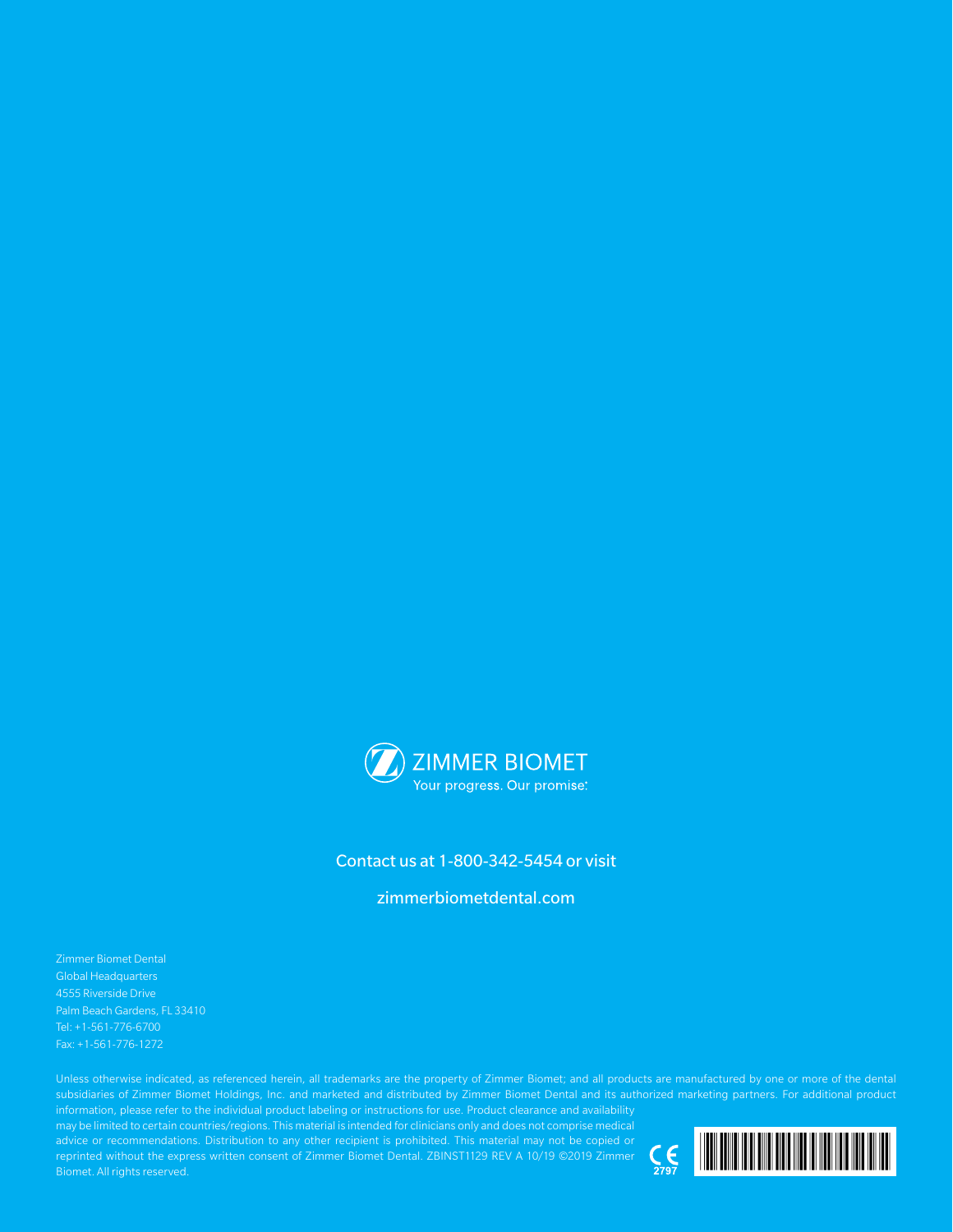ZIMMER BIOMET

Your progress. Our promise.

Contact us at 1-800-342-5454 or visit

zimmerbiometdental.com

Zimmer Biomet Dental
Global Headquarters
4555 Riverside Drive
Palm Beach Gardens, FL 33410
Tel: +1-561-776-6700
Fax: +1-561-776-1272

Unless otherwise indicated, as referenced herein, all trademarks are the property of Zimmer Biomet; and all products are manufactured by one or more of the dental subsidiaries of Zimmer Biomet Holdings, Inc. and marketed and distributed by Zimmer Biomet Dental and its authorized marketing partners. For additional product information, please refer to the individual product labeling or instructions for use. Product clearance and availability may be limited to certain countries/regions. This material is intended for clinicians only and does not comprise medical advice or recommendations. Distribution to any other recipient is prohibited. This material may not be copied or reprinted without the express written consent of Zimmer Biomet Dental. ZBINST1129 REV A 10/19 ©2019 Zimmer Biomet. All rights reserved.

CE 2797